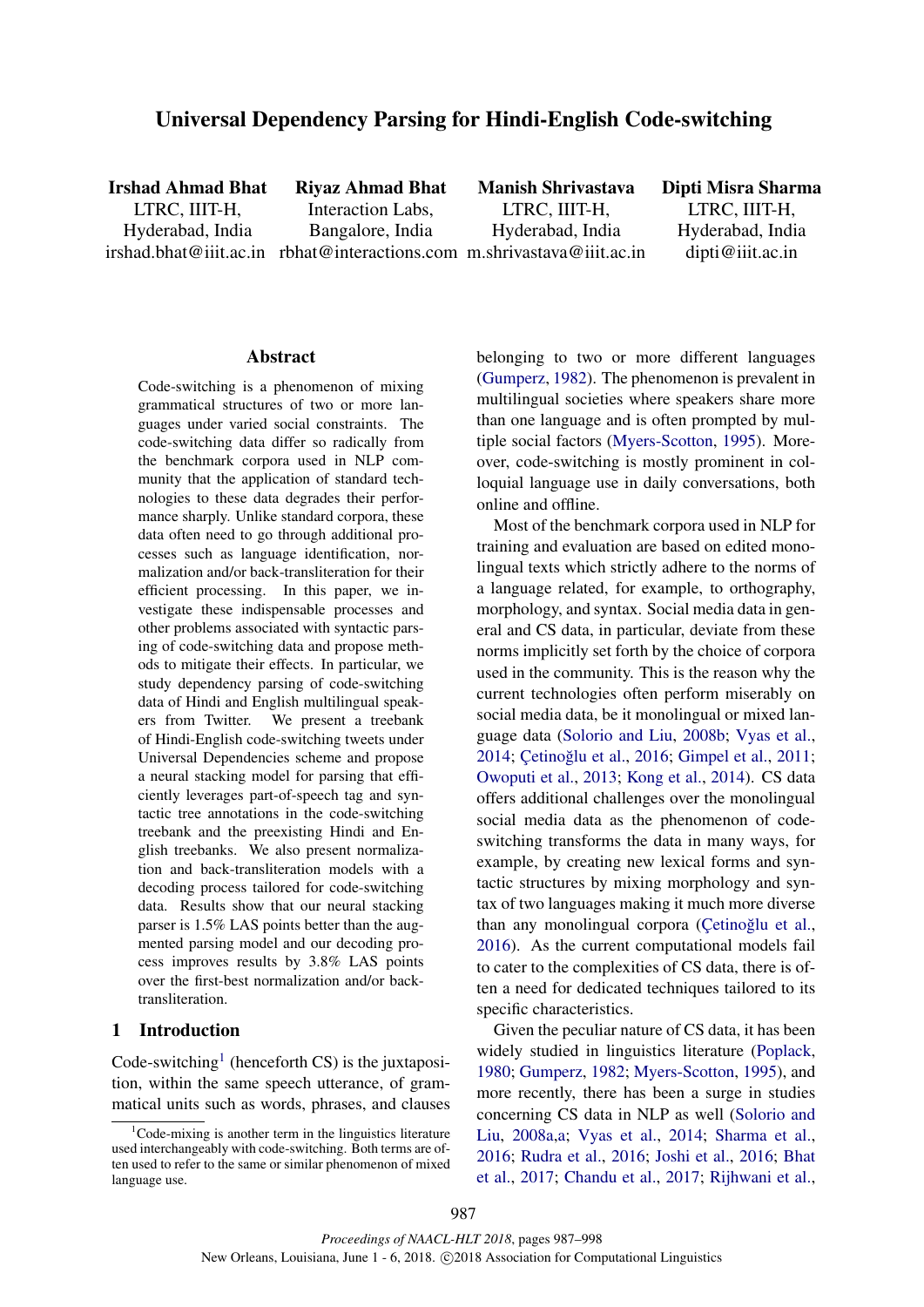# Universal Dependency Parsing for Hindi-English Code-switching

**Irshad Ahmad Bhat**
LTRC, IIIT-H,
Hyderabad, India
irshad.bhat@iiit.ac.in

**Riyaz Ahmad Bhat**
Interaction Labs,
Bangalore, India
rbhat@interactions.com

**Manish Shrivastava**
LTRC, IIIT-H,
Hyderabad, India
m.shrivastava@iiit.ac.in

**Dipti Misra Sharma**
LTRC, IIIT-H,
Hyderabad, India
dipti@iiit.ac.in

## Abstract

Code-switching is a phenomenon of mixing grammatical structures of two or more languages under varied social constraints. The code-switching data differ so radically from the benchmark corpora used in NLP community that the application of standard technologies to these data degrades their performance sharply. Unlike standard corpora, these data often need to go through additional processes such as language identification, normalization and/or back-transliteration for their efficient processing. In this paper, we investigate these indispensable processes and other problems associated with syntactic parsing of code-switching data and propose methods to mitigate their effects. In particular, we study dependency parsing of code-switching data of Hindi and English multilingual speakers from Twitter. We present a treebank of Hindi-English code-switching tweets under Universal Dependencies scheme and propose a neural stacking model for parsing that efficiently leverages part-of-speech tag and syntactic tree annotations in the code-switching treebank and the preexisting Hindi and English treebanks. We also present normalization and back-transliteration models with a decoding process tailored for code-switching data. Results show that our neural stacking parser is 1.5% LAS points better than the augmented parsing model and our decoding process improves results by 3.8% LAS points over the first-best normalization and/or back-transliteration.

## 1 Introduction

Code-switching[1] (henceforth CS) is the juxtaposition, within the same speech utterance, of grammatical units such as words, phrases, and clauses belonging to two or more different languages (Gumperz, 1982). The phenomenon is prevalent in multilingual societies where speakers share more than one language and is often prompted by multiple social factors (Myers-Scotton, 1995). Moreover, code-switching is mostly prominent in colloquial language use in daily conversations, both online and offline.

Most of the benchmark corpora used in NLP for training and evaluation are based on edited monolingual texts which strictly adhere to the norms of a language related, for example, to orthography, morphology, and syntax. Social media data in general and CS data, in particular, deviate from these norms implicitly set forth by the choice of corpora used in the community. This is the reason why the current technologies often perform miserably on social media data, be it monolingual or mixed language data (Solorio and Liu, 2008b; Vyas et al., 2014; Çetinoğlu et al., 2016; Gimpel et al., 2011; Owoputi et al., 2013; Kong et al., 2014). CS data offers additional challenges over the monolingual social media data as the phenomenon of code-switching transforms the data in many ways, for example, by creating new lexical forms and syntactic structures by mixing morphology and syntax of two languages making it much more diverse than any monolingual corpora (Çetinoğlu et al., 2016). As the current computational models fail to cater to the complexities of CS data, there is often a need for dedicated techniques tailored to its specific characteristics.

Given the peculiar nature of CS data, it has been widely studied in linguistics literature (Poplack, 1980; Gumperz, 1982; Myers-Scotton, 1995), and more recently, there has been a surge in studies concerning CS data in NLP as well (Solorio and Liu, 2008a,a; Vyas et al., 2014; Sharma et al., 2016; Rudra et al., 2016; Joshi et al., 2016; Bhat et al., 2017; Chandu et al., 2017; Rijhwani et al.,

[1] Code-mixing is another term in the linguistics literature used interchangeably with code-switching. Both terms are often used to refer to the same or similar phenomenon of mixed language use.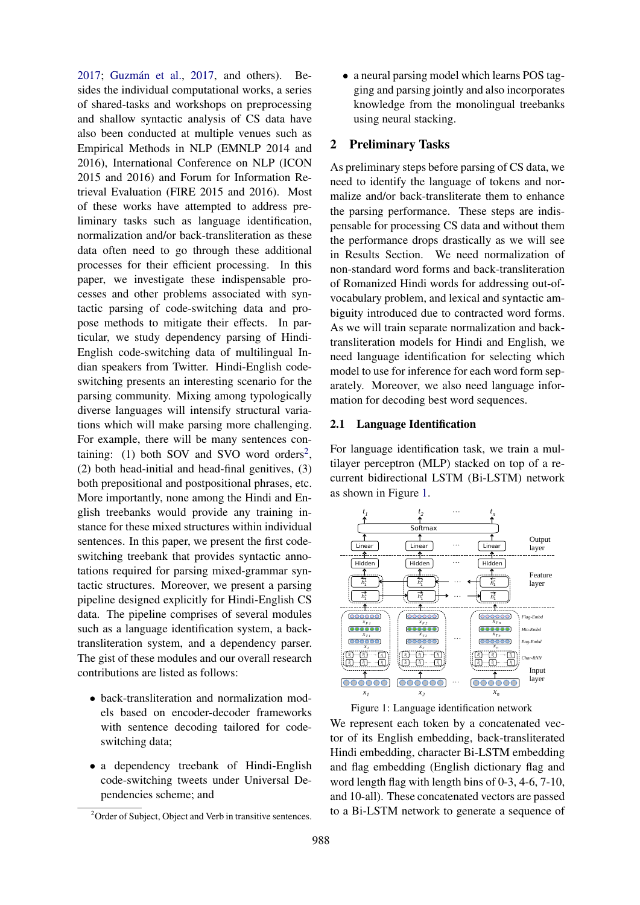2017; Guzmán et al., 2017, and others). Besides the individual computational works, a series of shared-tasks and workshops on preprocessing and shallow syntactic analysis of CS data have also been conducted at multiple venues such as Empirical Methods in NLP (EMNLP 2014 and 2016), International Conference on NLP (ICON 2015 and 2016) and Forum for Information Retrieval Evaluation (FIRE 2015 and 2016). Most of these works have attempted to address preliminary tasks such as language identification, normalization and/or back-transliteration as these data often need to go through these additional processes for their efficient processing. In this paper, we investigate these indispensable processes and other problems associated with syntactic parsing of code-switching data and propose methods to mitigate their effects. In particular, we study dependency parsing of Hindi-English code-switching data of multilingual Indian speakers from Twitter. Hindi-English code-switching presents an interesting scenario for the parsing community. Mixing among typologically diverse languages will intensify structural variations which will make parsing more challenging. For example, there will be many sentences containing: (1) both SOV and SVO word orders[2], (2) both head-initial and head-final genitives, (3) both prepositional and postpositional phrases, etc. More importantly, none among the Hindi and English treebanks would provide any training instance for these mixed structures within individual sentences. In this paper, we present the first code-switching treebank that provides syntactic annotations required for parsing mixed-grammar syntactic structures. Moreover, we present a parsing pipeline designed explicitly for Hindi-English CS data. The pipeline comprises of several modules such as a language identification system, a back-transliteration system, and a dependency parser. The gist of these modules and our overall research contributions are listed as follows:

- back-transliteration and normalization models based on encoder-decoder frameworks with sentence decoding tailored for code-switching data;
- a dependency treebank of Hindi-English code-switching tweets under Universal Dependencies scheme; and
- a neural parsing model which learns POS tagging and parsing jointly and also incorporates knowledge from the monolingual treebanks using neural stacking.

[2] Order of Subject, Object and Verb in transitive sentences.

## 2 Preliminary Tasks

As preliminary steps before parsing of CS data, we need to identify the language of tokens and normalize and/or back-transliterate them to enhance the parsing performance. These steps are indispensable for processing CS data and without them the performance drops drastically as we will see in Results Section. We need normalization of non-standard word forms and back-transliteration of Romanized Hindi words for addressing out-of-vocabulary problem, and lexical and syntactic ambiguity introduced due to contracted word forms. As we will train separate normalization and back-transliteration models for Hindi and English, we need language identification for selecting which model to use for inference for each word form separately. Moreover, we also need language information for decoding best word sequences.

### 2.1 Language Identification

For language identification task, we train a multilayer perceptron (MLP) stacked on top of a recurrent bidirectional LSTM (Bi-LSTM) network as shown in Figure 1.

Figure 1: Language identification network

We represent each token by a concatenated vector of its English embedding, back-transliterated Hindi embedding, character Bi-LSTM embedding and flag embedding (English dictionary flag and word length flag with length bins of 0-3, 4-6, 7-10, and 10-all). These concatenated vectors are passed to a Bi-LSTM network to generate a sequence of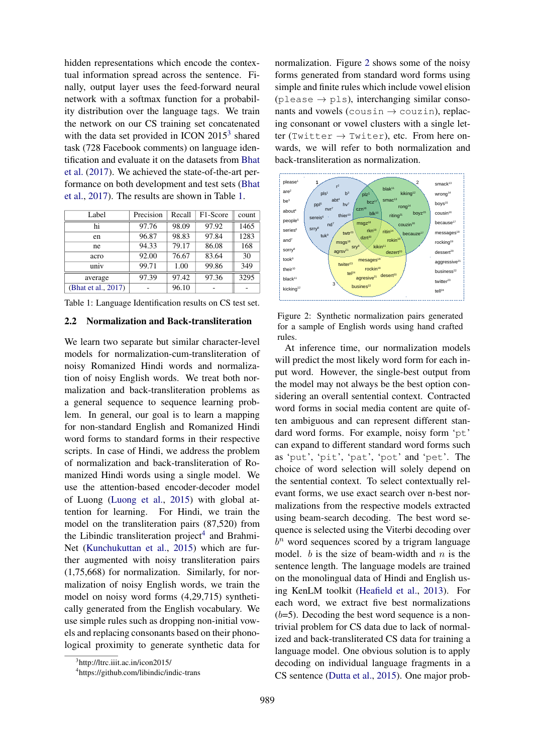hidden representations which encode the contextual information spread across the sentence. Finally, output layer uses the feed-forward neural network with a softmax function for a probability distribution over the language tags. We train the network on our CS training set concatenated with the data set provided in ICON 2015[3] shared task (728 Facebook comments) on language identification and evaluate it on the datasets from Bhat et al. (2017). We achieved the state-of-the-art performance on both development and test sets (Bhat et al., 2017). The results are shown in Table 1.

| Label | Precision | Recall | F1-Score | count |
|---|---|---|---|---|
| hi | 97.76 | 98.09 | 97.92 | 1465 |
| en | 96.87 | 98.83 | 97.84 | 1283 |
| ne | 94.33 | 79.17 | 86.08 | 168 |
| acro | 92.00 | 76.67 | 83.64 | 30 |
| univ | 99.71 | 1.00 | 99.86 | 349 |
| average | 97.39 | 97.42 | 97.36 | 3295 |
| (Bhat et al., 2017) | - | 96.10 | - | - |

Table 1: Language Identification results on CS test set.

## 2.2 Normalization and Back-transliteration

We learn two separate but similar character-level models for normalization-cum-transliteration of noisy Romanized Hindi words and normalization of noisy English words. We treat both normalization and back-transliteration problems as a general sequence to sequence learning problem. In general, our goal is to learn a mapping for non-standard English and Romanized Hindi word forms to standard forms in their respective scripts. In case of Hindi, we address the problem of normalization and back-transliteration of Romanized Hindi words using a single model. We use the attention-based encoder-decoder model of Luong (Luong et al., 2015) with global attention for learning. For Hindi, we train the model on the transliteration pairs (87,520) from the Libindic transliteration project[4] and Brahmi-Net (Kunchukuttan et al., 2015) which are further augmented with noisy transliteration pairs (1,75,668) for normalization. Similarly, for normalization of noisy English words, we train the model on noisy word forms (4,29,715) synthetically generated from the English vocabulary. We use simple rules such as dropping non-initial vowels and replacing consonants based on their phonological proximity to generate synthetic data for normalization. Figure 2 shows some of the noisy forms generated from standard word forms using simple and finite rules which include vowel elision (`please` → `pls`), interchanging similar consonants and vowels (`cousin` → `couzin`), replacing consonant or vowel clusters with a single letter (`Twitter` → `Twiter`), etc. From here onwards, we will refer to both normalization and back-transliteration as normalization.

Figure 2: Synthetic normalization pairs generated for a sample of English words using hand crafted rules.

At inference time, our normalization models will predict the most likely word form for each input word. However, the single-best output from the model may not always be the best option considering an overall sentential context. Contracted word forms in social media content are quite often ambiguous and can represent different standard word forms. For example, noisy form '`pt`' can expand to different standard word forms such as '`put`', '`pit`', '`pat`', '`pot`' and '`pet`'. The choice of word selection will solely depend on the sentential context. To select contextually relevant forms, we use exact search over n-best normalizations from the respective models extracted using beam-search decoding. The best word sequence is selected using the Viterbi decoding over $b^n$ word sequences scored by a trigram language model. $b$ is the size of beam-width and $n$ is the sentence length. The language models are trained on the monolingual data of Hindi and English using KenLM toolkit (Heafield et al., 2013). For each word, we extract five best normalizations ($b$=5). Decoding the best word sequence is a non-trivial problem for CS data due to lack of normalized and back-transliterated CS data for training a language model. One obvious solution is to apply decoding on individual language fragments in a CS sentence (Dutta et al., 2015). One major prob-

[3] http://ltrc.iiit.ac.in/icon2015/

[4] https://github.com/libindic/indic-trans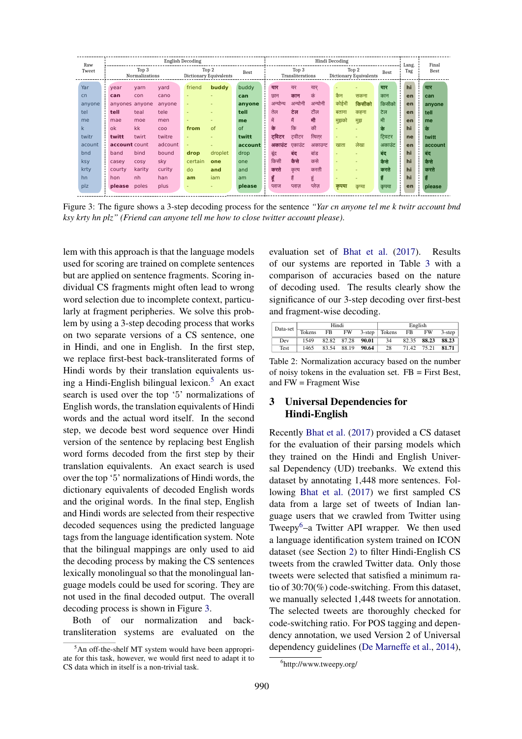| Raw Tweet | English Decoding | | | | | | Hindi Decoding | | | | | | Lang. Tag | Final Best |
|---|---|---|---|---|---|---|---|---|---|---|---|---|---|---|
| | Top 3 Normalizations | | | Top 2 Dictionary Equivalents | | Best | Top 3 Transliterations | | | Top 2 Dictionary Equivalents | | Best | | |
| Yar | year | yarn | yard | friend | **buddy** | buddy | **यार** | यर | यार् | - | - | **यार** | hi | यार |
| cn | **can** | con | cano | - | - | can | छान | **कान** | कं | कैन | सकना | कान | en | can |
| anyone | anyones | anyone | anyone | - | - | anyone | अन्योन्य | अन्योनी | अन्योनी | कोईभी | **किसीको** | किसीको | en | anyone |
| tel | **tell** | teal | tele | - | - | tell | तेल | **टेल** | टील | बताना | कहना | टेल | en | tell |
| me | mae | moe | men | - | - | me | में | मैं | **मी** | मुझको | मुझ | मी | en | me |
| k | ok | kk | coo | **from** | of | of | **के** | कि | की | - | - | के | hi | के |
| twitr | **twitt** | twirt | twitre | - | - | twitt | **ट्विटर** | ट्वीटर | चित्र | - | - | ट्विटर | ne | twitt |
| acount | **account** | count | adcount | - | - | account | **अकाउंट** | एकाउंट | अकाउन्ट | खाता | लेखा | अकाउंट | en | account |
| bnd | band | bind | bound | **drop** | droplet | drop | बूंद | **बंद** | बांड | - | - | बंद | hi | बंद |
| ksy | casey | cosy | sky | certain | **one** | one | किसी | **कैसे** | कसे | - | - | कैसे | hi | कैसे |
| krty | courty | karity | curity | do | **and** | and | **करते** | कृत्य | करती | - | - | करते | hi | करते |
| hn | hon | nh | han | **am** | iam | am | **हूँ** | हैं | हूं | - | - | हूँ | hi | हूँ |
| plz | **please** | poles | plus | - | - | please | प्लाज | प्लाज़ | प्लेज़ | **कृपया** | कृप्या | कृपया | en | please |

Figure 3: The figure shows a 3-step decoding process for the sentence *"Yar cn anyone tel me k twitr account bnd ksy krty hn plz" (Friend can anyone tell me how to close twitter account please).*

lem with this approach is that the language models used for scoring are trained on complete sentences but are applied on sentence fragments. Scoring individual CS fragments might often lead to wrong word selection due to incomplete context, particularly at fragment peripheries. We solve this problem by using a 3-step decoding process that works on two separate versions of a CS sentence, one in Hindi, and one in English. In the first step, we replace first-best back-transliterated forms of Hindi words by their translation equivalents using a Hindi-English bilingual lexicon.[5] An exact search is used over the top '5' normalizations of English words, the translation equivalents of Hindi words and the actual word itself. In the second step, we decode best word sequence over Hindi version of the sentence by replacing best English word forms decoded from the first step by their translation equivalents. An exact search is used over the top '5' normalizations of Hindi words, the dictionary equivalents of decoded English words and the original words. In the final step, English and Hindi words are selected from their respective decoded sequences using the predicted language tags from the language identification system. Note that the bilingual mappings are only used to aid the decoding process by making the CS sentences lexically monolingual so that the monolingual language models could be used for scoring. They are not used in the final decoded output. The overall decoding process is shown in Figure 3.

Both of our normalization and back-transliteration systems are evaluated on the evaluation set of Bhat et al. (2017). Results of our systems are reported in Table 3 with a comparison of accuracies based on the nature of decoding used. The results clearly show the significance of our 3-step decoding over first-best and fragment-wise decoding.

| Data-set | Hindi | | | | English | | | |
|---|---|---|---|---|---|---|---|---|
| | Tokens | FB | FW | 3-step | Tokens | FB | FW | 3-step |
| Dev | 1549 | 82.82 | 87.28 | **90.01** | 34 | 82.35 | **88.23** | **88.23** |
| Test | 1465 | 83.54 | 88.19 | **90.64** | 28 | 71.42 | 75.21 | **81.71** |

Table 2: Normalization accuracy based on the number of noisy tokens in the evaluation set. FB = First Best, and FW = Fragment Wise

## 3 Universal Dependencies for Hindi-English

Recently Bhat et al. (2017) provided a CS dataset for the evaluation of their parsing models which they trained on the Hindi and English Universal Dependency (UD) treebanks. We extend this dataset by annotating 1,448 more sentences. Following Bhat et al. (2017) we first sampled CS data from a large set of tweets of Indian language users that we crawled from Twitter using Tweepy[6]–a Twitter API wrapper. We then used a language identification system trained on ICON dataset (see Section 2) to filter Hindi-English CS tweets from the crawled Twitter data. Only those tweets were selected that satisfied a minimum ratio of 30:70(%) code-switching. From this dataset, we manually selected 1,448 tweets for annotation. The selected tweets are thoroughly checked for code-switching ratio. For POS tagging and dependency annotation, we used Version 2 of Universal dependency guidelines (De Marneffe et al., 2014),

[5] An off-the-shelf MT system would have been appropriate for this task, however, we would first need to adapt it to CS data which in itself is a non-trivial task.

[6] http://www.tweepy.org/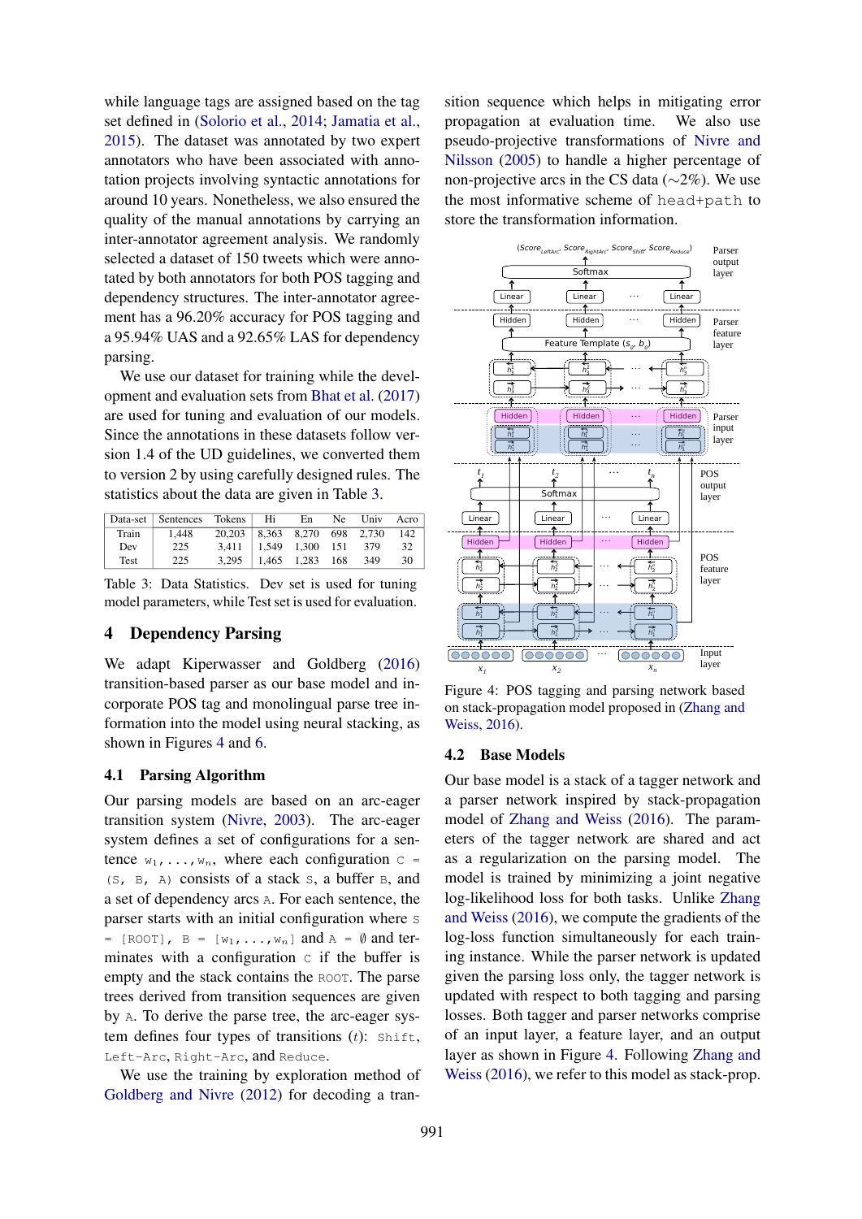while language tags are assigned based on the tag set defined in (Solorio et al., 2014; Jamatia et al., 2015). The dataset was annotated by two expert annotators who have been associated with annotation projects involving syntactic annotations for around 10 years. Nonetheless, we also ensured the quality of the manual annotations by carrying an inter-annotator agreement analysis. We randomly selected a dataset of 150 tweets which were annotated by both annotators for both POS tagging and dependency structures. The inter-annotator agreement has a 96.20% accuracy for POS tagging and a 95.94% UAS and a 92.65% LAS for dependency parsing.

We use our dataset for training while the development and evaluation sets from Bhat et al. (2017) are used for tuning and evaluation of our models. Since the annotations in these datasets follow version 1.4 of the UD guidelines, we converted them to version 2 by using carefully designed rules. The statistics about the data are given in Table 3.

| Data-set | Sentences | Tokens | Hi | En | Ne | Univ | Acro |
|---|---|---|---|---|---|---|---|
| Train | 1,448 | 20,203 | 8,363 | 8,270 | 698 | 2,730 | 142 |
| Dev | 225 | 3,411 | 1,549 | 1,300 | 151 | 379 | 32 |
| Test | 225 | 3,295 | 1,465 | 1,283 | 168 | 349 | 30 |

Table 3: Data Statistics. Dev set is used for tuning model parameters, while Test set is used for evaluation.

## 4 Dependency Parsing

We adapt Kiperwasser and Goldberg (2016) transition-based parser as our base model and incorporate POS tag and monolingual parse tree information into the model using neural stacking, as shown in Figures 4 and 6.

### 4.1 Parsing Algorithm

Our parsing models are based on an arc-eager transition system (Nivre, 2003). The arc-eager system defines a set of configurations for a sentence $w_1, \ldots, w_n$, where each configuration $c = (S, B, A)$ consists of a stack $S$, a buffer $B$, and a set of dependency arcs $A$. For each sentence, the parser starts with an initial configuration where $S = [ROOT]$, $B = [w_1, \ldots, w_n]$ and $A = \emptyset$ and terminates with a configuration $c$ if the buffer is empty and the stack contains the ROOT. The parse trees derived from transition sequences are given by $A$. To derive the parse tree, the arc-eager system defines four types of transitions ($t$): Shift, Left-Arc, Right-Arc, and Reduce.

We use the training by exploration method of Goldberg and Nivre (2012) for decoding a transition sequence which helps in mitigating error propagation at evaluation time. We also use pseudo-projective transformations of Nivre and Nilsson (2005) to handle a higher percentage of non-projective arcs in the CS data (~2%). We use the most informative scheme of head+path to store the transformation information.

Figure 4: POS tagging and parsing network based on stack-propagation model proposed in (Zhang and Weiss, 2016).

### 4.2 Base Models

Our base model is a stack of a tagger network and a parser network inspired by stack-propagation model of Zhang and Weiss (2016). The parameters of the tagger network are shared and act as a regularization on the parsing model. The model is trained by minimizing a joint negative log-likelihood loss for both tasks. Unlike Zhang and Weiss (2016), we compute the gradients of the log-loss function simultaneously for each training instance. While the parser network is updated given the parsing loss only, the tagger network is updated with respect to both tagging and parsing losses. Both tagger and parser networks comprise of an input layer, a feature layer, and an output layer as shown in Figure 4. Following Zhang and Weiss (2016), we refer to this model as stack-prop.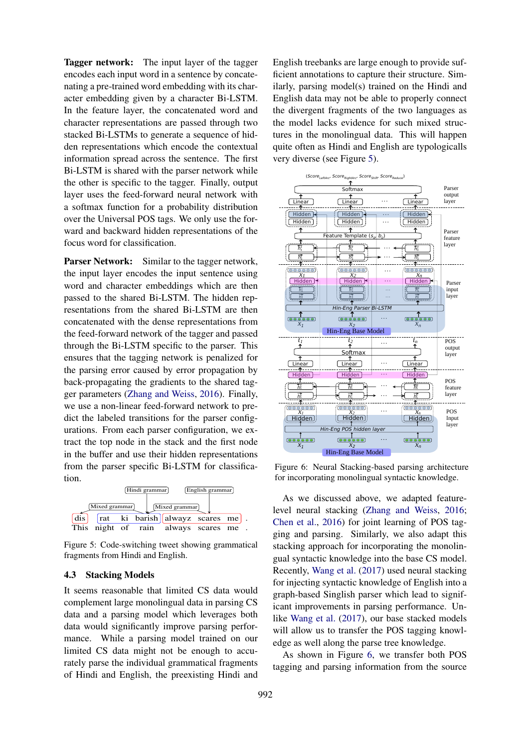**Tagger network:** The input layer of the tagger encodes each input word in a sentence by concatenating a pre-trained word embedding with its character embedding given by a character Bi-LSTM. In the feature layer, the concatenated word and character representations are passed through two stacked Bi-LSTMs to generate a sequence of hidden representations which encode the contextual information spread across the sentence. The first Bi-LSTM is shared with the parser network while the other is specific to the tagger. Finally, output layer uses the feed-forward neural network with a softmax function for a probability distribution over the Universal POS tags. We only use the forward and backward hidden representations of the focus word for classification.

**Parser Network:** Similar to the tagger network, the input layer encodes the input sentence using word and character embeddings which are then passed to the shared Bi-LSTM. The hidden representations from the shared Bi-LSTM are then concatenated with the dense representations from the feed-forward network of the tagger and passed through the Bi-LSTM specific to the parser. This ensures that the tagging network is penalized for the parsing error caused by error propagation by back-propagating the gradients to the shared tagger parameters (Zhang and Weiss, 2016). Finally, we use a non-linear feed-forward network to predict the labeled transitions for the parser configurations. From each parser configuration, we extract the top node in the stack and the first node in the buffer and use their hidden representations from the parser specific Bi-LSTM for classification.

```
              [Hindi grammar]        [English grammar]
[Mixed grammar]          [Mixed grammar]
dis    rat   ki   barish   alwayz   scares   me   .
This   night of   rain     always   scares   me   .
```

Figure 5: Code-switching tweet showing grammatical fragments from Hindi and English.

### 4.3 Stacking Models

It seems reasonable that limited CS data would complement large monolingual data in parsing CS data and a parsing model which leverages both data would significantly improve parsing performance. While a parsing model trained on our limited CS data might not be enough to accurately parse the individual grammatical fragments of Hindi and English, the preexisting Hindi and English treebanks are large enough to provide sufficient annotations to capture their structure. Similarly, parsing model(s) trained on the Hindi and English data may not be able to properly connect the divergent fragments of the two languages as the model lacks evidence for such mixed structures in the monolingual data. This will happen quite often as Hindi and English are typologicalls very diverse (see Figure 5).

Figure 6: Neural Stacking-based parsing architecture for incorporating monolingual syntactic knowledge.

As we discussed above, we adapted feature-level neural stacking (Zhang and Weiss, 2016; Chen et al., 2016) for joint learning of POS tagging and parsing. Similarly, we also adapt this stacking approach for incorporating the monolingual syntactic knowledge into the base CS model. Recently, Wang et al. (2017) used neural stacking for injecting syntactic knowledge of English into a graph-based Singlish parser which lead to significant improvements in parsing performance. Unlike Wang et al. (2017), our base stacked models will allow us to transfer the POS tagging knowledge as well along the parse tree knowledge.

As shown in Figure 6, we transfer both POS tagging and parsing information from the source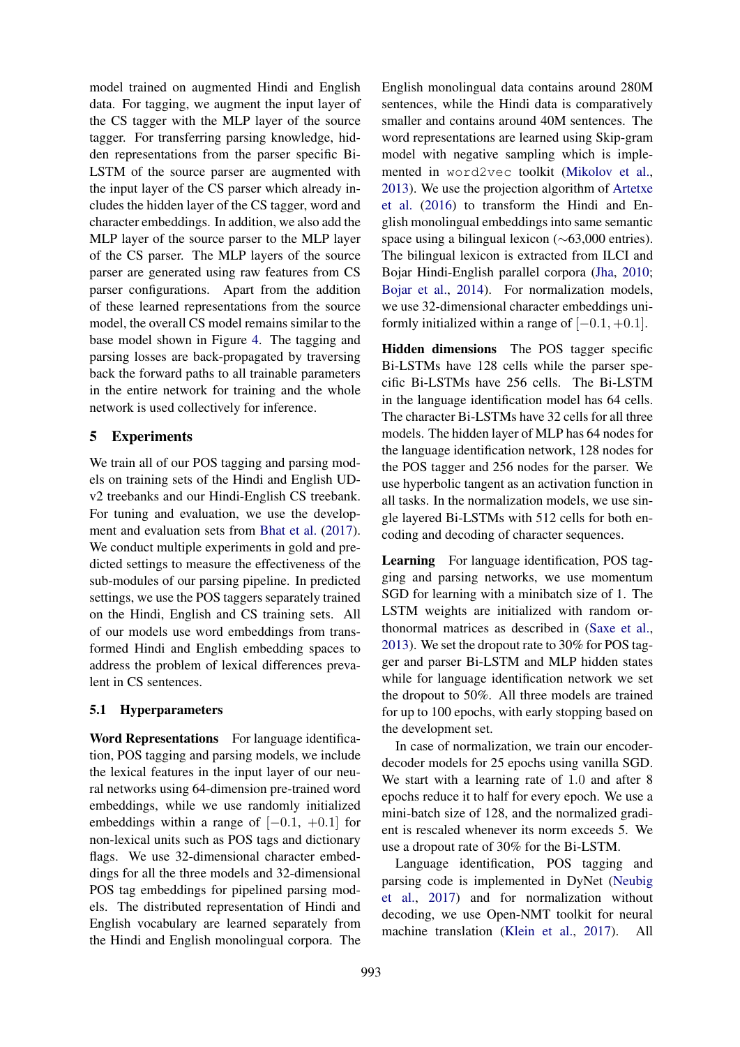model trained on augmented Hindi and English data. For tagging, we augment the input layer of the CS tagger with the MLP layer of the source tagger. For transferring parsing knowledge, hidden representations from the parser specific Bi-LSTM of the source parser are augmented with the input layer of the CS parser which already includes the hidden layer of the CS tagger, word and character embeddings. In addition, we also add the MLP layer of the source parser to the MLP layer of the CS parser. The MLP layers of the source parser are generated using raw features from CS parser configurations. Apart from the addition of these learned representations from the source model, the overall CS model remains similar to the base model shown in Figure 4. The tagging and parsing losses are back-propagated by traversing back the forward paths to all trainable parameters in the entire network for training and the whole network is used collectively for inference.

## 5 Experiments

We train all of our POS tagging and parsing models on training sets of the Hindi and English UDv2 treebanks and our Hindi-English CS treebank. For tuning and evaluation, we use the development and evaluation sets from Bhat et al. (2017). We conduct multiple experiments in gold and predicted settings to measure the effectiveness of the sub-modules of our parsing pipeline. In predicted settings, we use the POS taggers separately trained on the Hindi, English and CS training sets. All of our models use word embeddings from transformed Hindi and English embedding spaces to address the problem of lexical differences prevalent in CS sentences.

### 5.1 Hyperparameters

**Word Representations** For language identification, POS tagging and parsing models, we include the lexical features in the input layer of our neural networks using 64-dimension pre-trained word embeddings, while we use randomly initialized embeddings within a range of $[-0.1, +0.1]$ for non-lexical units such as POS tags and dictionary flags. We use 32-dimensional character embeddings for all the three models and 32-dimensional POS tag embeddings for pipelined parsing models. The distributed representation of Hindi and English vocabulary are learned separately from the Hindi and English monolingual corpora. The English monolingual data contains around 280M sentences, while the Hindi data is comparatively smaller and contains around 40M sentences. The word representations are learned using Skip-gram model with negative sampling which is implemented in `word2vec` toolkit (Mikolov et al., 2013). We use the projection algorithm of Artetxe et al. (2016) to transform the Hindi and English monolingual embeddings into same semantic space using a bilingual lexicon ($\sim$63,000 entries). The bilingual lexicon is extracted from ILCI and Bojar Hindi-English parallel corpora (Jha, 2010; Bojar et al., 2014). For normalization models, we use 32-dimensional character embeddings uniformly initialized within a range of $[-0.1, +0.1]$.

**Hidden dimensions** The POS tagger specific Bi-LSTMs have 128 cells while the parser specific Bi-LSTMs have 256 cells. The Bi-LSTM in the language identification model has 64 cells. The character Bi-LSTMs have 32 cells for all three models. The hidden layer of MLP has 64 nodes for the language identification network, 128 nodes for the POS tagger and 256 nodes for the parser. We use hyperbolic tangent as an activation function in all tasks. In the normalization models, we use single layered Bi-LSTMs with 512 cells for both encoding and decoding of character sequences.

**Learning** For language identification, POS tagging and parsing networks, we use momentum SGD for learning with a minibatch size of 1. The LSTM weights are initialized with random orthonormal matrices as described in (Saxe et al., 2013). We set the dropout rate to 30% for POS tagger and parser Bi-LSTM and MLP hidden states while for language identification network we set the dropout to 50%. All three models are trained for up to 100 epochs, with early stopping based on the development set.

In case of normalization, we train our encoder-decoder models for 25 epochs using vanilla SGD. We start with a learning rate of 1.0 and after 8 epochs reduce it to half for every epoch. We use a mini-batch size of 128, and the normalized gradient is rescaled whenever its norm exceeds 5. We use a dropout rate of 30% for the Bi-LSTM.

Language identification, POS tagging and parsing code is implemented in DyNet (Neubig et al., 2017) and for normalization without decoding, we use Open-NMT toolkit for neural machine translation (Klein et al., 2017). All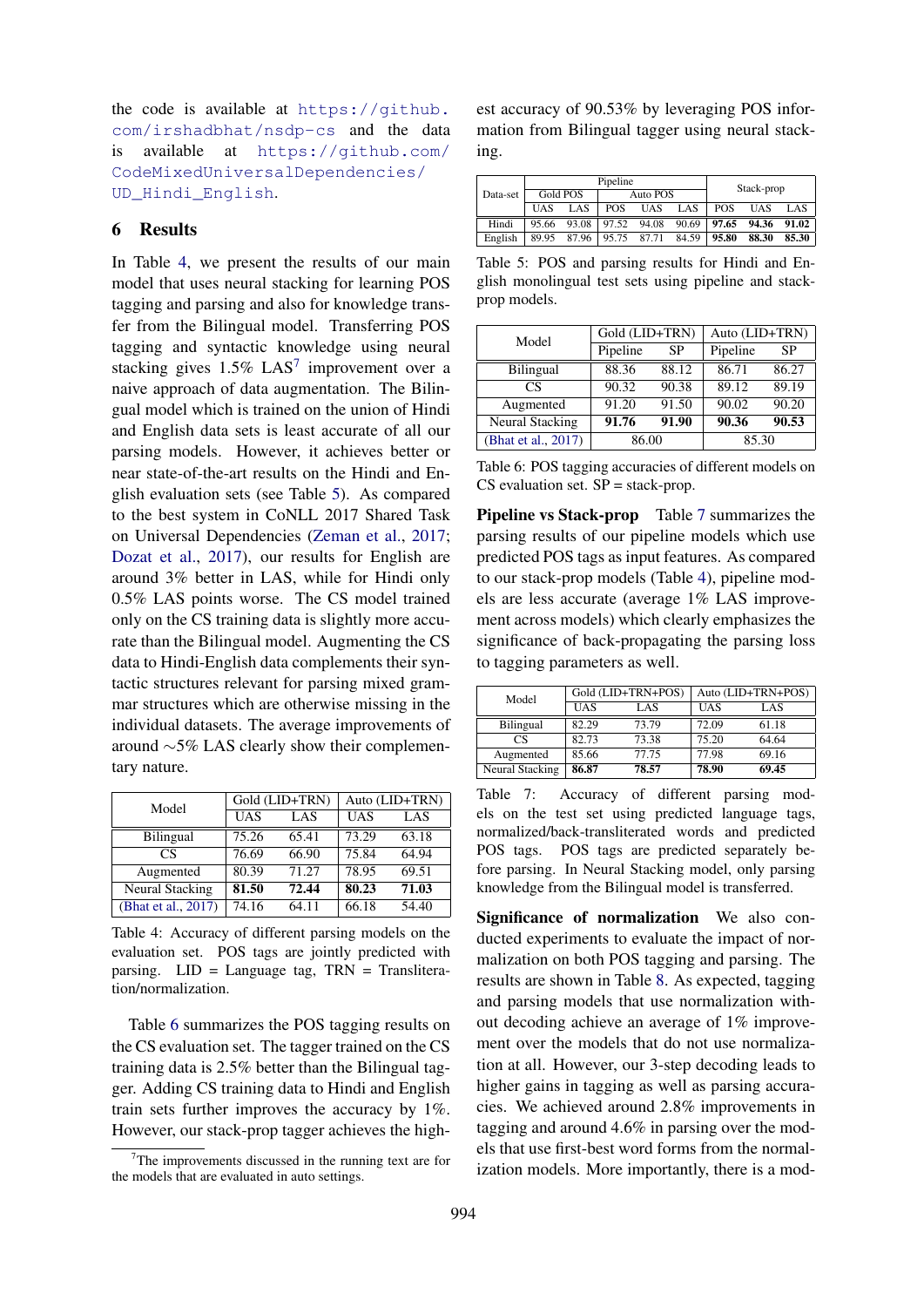the code is available at https://github.com/irshadbhat/nsdp-cs and the data is available at https://github.com/CodeMixedUniversalDependencies/UD_Hindi_English.

## 6 Results

In Table 4, we present the results of our main model that uses neural stacking for learning POS tagging and parsing and also for knowledge transfer from the Bilingual model. Transferring POS tagging and syntactic knowledge using neural stacking gives 1.5% LAS[7] improvement over a naive approach of data augmentation. The Bilingual model which is trained on the union of Hindi and English data sets is least accurate of all our parsing models. However, it achieves better or near state-of-the-art results on the Hindi and English evaluation sets (see Table 5). As compared to the best system in CoNLL 2017 Shared Task on Universal Dependencies (Zeman et al., 2017; Dozat et al., 2017), our results for English are around 3% better in LAS, while for Hindi only 0.5% LAS points worse. The CS model trained only on the CS training data is slightly more accurate than the Bilingual model. Augmenting the CS data to Hindi-English data complements their syntactic structures relevant for parsing mixed grammar structures which are otherwise missing in the individual datasets. The average improvements of around ∼5% LAS clearly show their complementary nature.

| Model | Gold (LID+TRN) | | Auto (LID+TRN) | |
|---|---|---|---|---|
| | UAS | LAS | UAS | LAS |
| Bilingual | 75.26 | 65.41 | 73.29 | 63.18 |
| CS | 76.69 | 66.90 | 75.84 | 64.94 |
| Augmented | 80.39 | 71.27 | 78.95 | 69.51 |
| Neural Stacking | **81.50** | **72.44** | **80.23** | **71.03** |
| (Bhat et al., 2017) | 74.16 | 64.11 | 66.18 | 54.40 |

Table 4: Accuracy of different parsing models on the evaluation set. POS tags are jointly predicted with parsing. LID = Language tag, TRN = Transliteration/normalization.

Table 6 summarizes the POS tagging results on the CS evaluation set. The tagger trained on the CS training data is 2.5% better than the Bilingual tagger. Adding CS training data to Hindi and English train sets further improves the accuracy by 1%. However, our stack-prop tagger achieves the highest accuracy of 90.53% by leveraging POS information from Bilingual tagger using neural stacking.

[7] The improvements discussed in the running text are for the models that are evaluated in auto settings.

| Data-set | Pipeline | | | | | Stack-prop | | |
|---|---|---|---|---|---|---|---|---|
| | Gold POS | | Auto POS | | | | | |
| | UAS | LAS | POS | UAS | LAS | POS | UAS | LAS |
| Hindi | 95.66 | 93.08 | 97.52 | 94.08 | 90.69 | **97.65** | **94.36** | **91.02** |
| English | 89.95 | 87.96 | 95.75 | 87.71 | 84.59 | **95.80** | **88.30** | **85.30** |

Table 5: POS and parsing results for Hindi and English monolingual test sets using pipeline and stack-prop models.

| Model | Gold (LID+TRN) | | Auto (LID+TRN) | |
|---|---|---|---|---|
| | Pipeline | SP | Pipeline | SP |
| Bilingual | 88.36 | 88.12 | 86.71 | 86.27 |
| CS | 90.32 | 90.38 | 89.12 | 89.19 |
| Augmented | 91.20 | 91.50 | 90.02 | 90.20 |
| Neural Stacking | **91.76** | **91.90** | **90.36** | **90.53** |
| (Bhat et al., 2017) | 86.00 | | 85.30 | |

Table 6: POS tagging accuracies of different models on CS evaluation set. SP = stack-prop.

**Pipeline vs Stack-prop** Table 7 summarizes the parsing results of our pipeline models which use predicted POS tags as input features. As compared to our stack-prop models (Table 4), pipeline models are less accurate (average 1% LAS improvement across models) which clearly emphasizes the significance of back-propagating the parsing loss to tagging parameters as well.

| Model | Gold (LID+TRN+POS) | | Auto (LID+TRN+POS) | |
|---|---|---|---|---|
| | UAS | LAS | UAS | LAS |
| Bilingual | 82.29 | 73.79 | 72.09 | 61.18 |
| CS | 82.73 | 73.38 | 75.20 | 64.64 |
| Augmented | 85.66 | 77.75 | 77.98 | 69.16 |
| Neural Stacking | **86.87** | **78.57** | **78.90** | **69.45** |

Table 7: Accuracy of different parsing models on the test set using predicted language tags, normalized/back-transliterated words and predicted POS tags. POS tags are predicted separately before parsing. In Neural Stacking model, only parsing knowledge from the Bilingual model is transferred.

**Significance of normalization** We also conducted experiments to evaluate the impact of normalization on both POS tagging and parsing. The results are shown in Table 8. As expected, tagging and parsing models that use normalization without decoding achieve an average of 1% improvement over the models that do not use normalization at all. However, our 3-step decoding leads to higher gains in tagging as well as parsing accuracies. We achieved around 2.8% improvements in tagging and around 4.6% in parsing over the models that use first-best word forms from the normalization models. More importantly, there is a mod-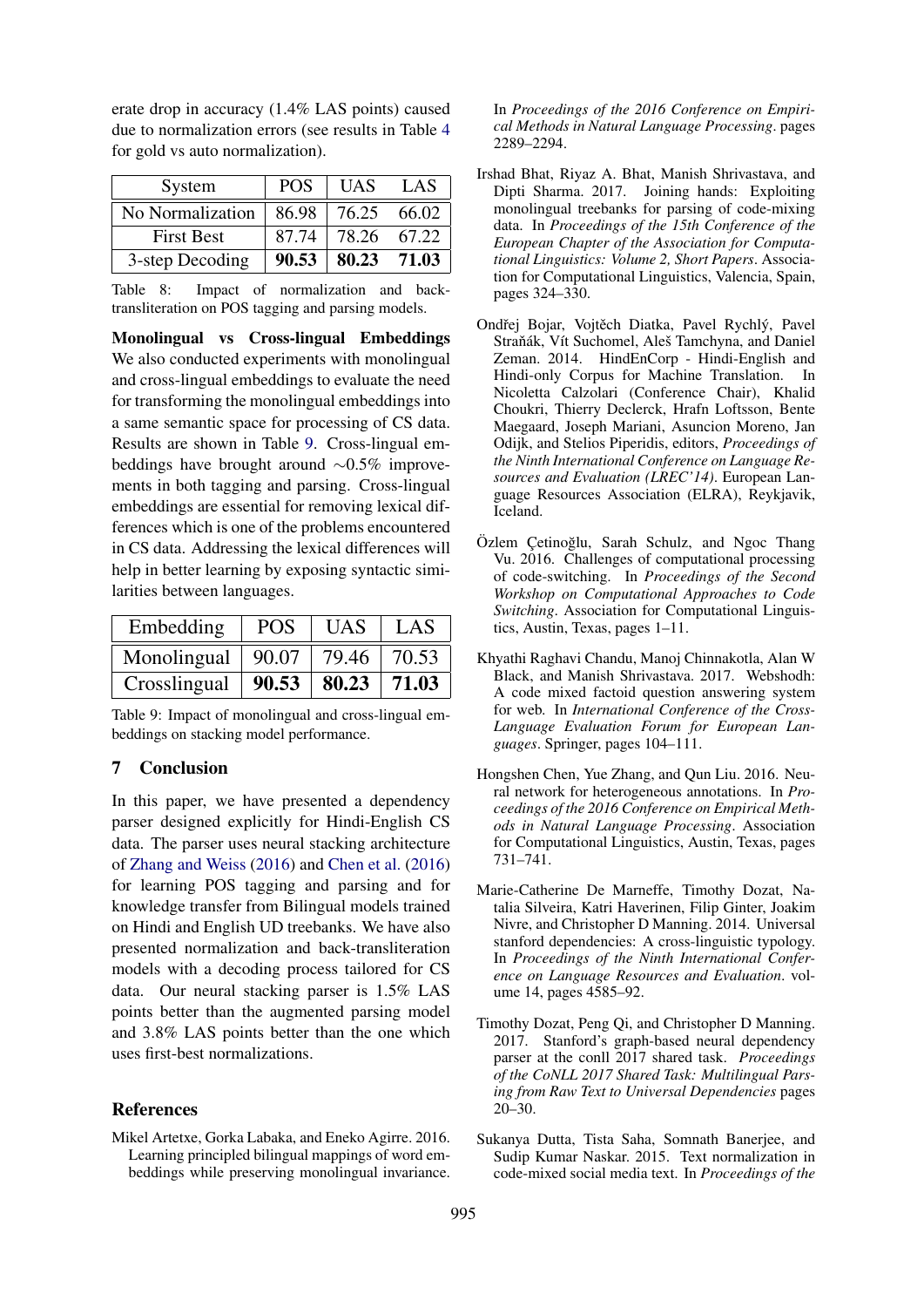erate drop in accuracy (1.4% LAS points) caused due to normalization errors (see results in Table 4 for gold vs auto normalization).

| System | POS | UAS | LAS |
|---|---|---|---|
| No Normalization | 86.98 | 76.25 | 66.02 |
| First Best | 87.74 | 78.26 | 67.22 |
| 3-step Decoding | **90.53** | **80.23** | **71.03** |

Table 8: Impact of normalization and back-transliteration on POS tagging and parsing models.

**Monolingual vs Cross-lingual Embeddings** We also conducted experiments with monolingual and cross-lingual embeddings to evaluate the need for transforming the monolingual embeddings into a same semantic space for processing of CS data. Results are shown in Table 9. Cross-lingual embeddings have brought around $\sim$0.5% improvements in both tagging and parsing. Cross-lingual embeddings are essential for removing lexical differences which is one of the problems encountered in CS data. Addressing the lexical differences will help in better learning by exposing syntactic similarities between languages.

| Embedding | POS | UAS | LAS |
|---|---|---|---|
| Monolingual | 90.07 | 79.46 | 70.53 |
| Crosslingual | **90.53** | **80.23** | **71.03** |

Table 9: Impact of monolingual and cross-lingual embeddings on stacking model performance.

## 7 Conclusion

In this paper, we have presented a dependency parser designed explicitly for Hindi-English CS data. The parser uses neural stacking architecture of Zhang and Weiss (2016) and Chen et al. (2016) for learning POS tagging and parsing and for knowledge transfer from Bilingual models trained on Hindi and English UD treebanks. We have also presented normalization and back-transliteration models with a decoding process tailored for CS data. Our neural stacking parser is 1.5% LAS points better than the augmented parsing model and 3.8% LAS points better than the one which uses first-best normalizations.

## References

Mikel Artetxe, Gorka Labaka, and Eneko Agirre. 2016. Learning principled bilingual mappings of word embeddings while preserving monolingual invariance. In *Proceedings of the 2016 Conference on Empirical Methods in Natural Language Processing*. pages 2289–2294.

Irshad Bhat, Riyaz A. Bhat, Manish Shrivastava, and Dipti Sharma. 2017. Joining hands: Exploiting monolingual treebanks for parsing of code-mixing data. In *Proceedings of the 15th Conference of the European Chapter of the Association for Computational Linguistics: Volume 2, Short Papers*. Association for Computational Linguistics, Valencia, Spain, pages 324–330.

Ondřej Bojar, Vojtěch Diatka, Pavel Rychlý, Pavel Straňák, Vít Suchomel, Aleš Tamchyna, and Daniel Zeman. 2014. HindEnCorp - Hindi-English and Hindi-only Corpus for Machine Translation. In Nicoletta Calzolari (Conference Chair), Khalid Choukri, Thierry Declerck, Hrafn Loftsson, Bente Maegaard, Joseph Mariani, Asuncion Moreno, Jan Odijk, and Stelios Piperidis, editors, *Proceedings of the Ninth International Conference on Language Resources and Evaluation (LREC'14)*. European Language Resources Association (ELRA), Reykjavik, Iceland.

Özlem Çetinoğlu, Sarah Schulz, and Ngoc Thang Vu. 2016. Challenges of computational processing of code-switching. In *Proceedings of the Second Workshop on Computational Approaches to Code Switching*. Association for Computational Linguistics, Austin, Texas, pages 1–11.

Khyathi Raghavi Chandu, Manoj Chinnakotla, Alan W Black, and Manish Shrivastava. 2017. Webshodh: A code mixed factoid question answering system for web. In *International Conference of the Cross-Language Evaluation Forum for European Languages*. Springer, pages 104–111.

Hongshen Chen, Yue Zhang, and Qun Liu. 2016. Neural network for heterogeneous annotations. In *Proceedings of the 2016 Conference on Empirical Methods in Natural Language Processing*. Association for Computational Linguistics, Austin, Texas, pages 731–741.

Marie-Catherine De Marneffe, Timothy Dozat, Natalia Silveira, Katri Haverinen, Filip Ginter, Joakim Nivre, and Christopher D Manning. 2014. Universal stanford dependencies: A cross-linguistic typology. In *Proceedings of the Ninth International Conference on Language Resources and Evaluation*. volume 14, pages 4585–92.

Timothy Dozat, Peng Qi, and Christopher D Manning. 2017. Stanford's graph-based neural dependency parser at the conll 2017 shared task. *Proceedings of the CoNLL 2017 Shared Task: Multilingual Parsing from Raw Text to Universal Dependencies* pages 20–30.

Sukanya Dutta, Tista Saha, Somnath Banerjee, and Sudip Kumar Naskar. 2015. Text normalization in code-mixed social media text. In *Proceedings of the*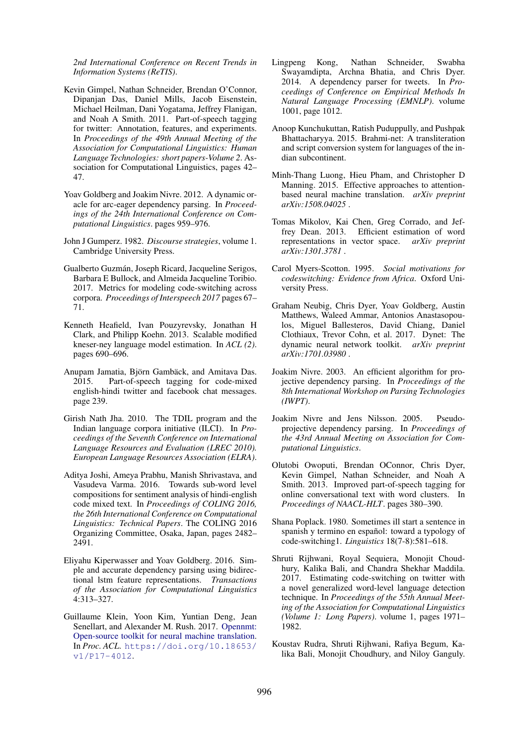2nd International Conference on Recent Trends in Information Systems (ReTIS)*.

Kevin Gimpel, Nathan Schneider, Brendan O'Connor, Dipanjan Das, Daniel Mills, Jacob Eisenstein, Michael Heilman, Dani Yogatama, Jeffrey Flanigan, and Noah A Smith. 2011. Part-of-speech tagging for twitter: Annotation, features, and experiments. In *Proceedings of the 49th Annual Meeting of the Association for Computational Linguistics: Human Language Technologies: short papers-Volume 2*. Association for Computational Linguistics, pages 42–47.

Yoav Goldberg and Joakim Nivre. 2012. A dynamic oracle for arc-eager dependency parsing. In *Proceedings of the 24th International Conference on Computational Linguistics*. pages 959–976.

John J Gumperz. 1982. *Discourse strategies*, volume 1. Cambridge University Press.

Gualberto Guzmán, Joseph Ricard, Jacqueline Serigos, Barbara E Bullock, and Almeida Jacqueline Toribio. 2017. Metrics for modeling code-switching across corpora. *Proceedings of Interspeech 2017* pages 67–71.

Kenneth Heafield, Ivan Pouzyrevsky, Jonathan H Clark, and Philipp Koehn. 2013. Scalable modified kneser-ney language model estimation. In *ACL (2)*. pages 690–696.

Anupam Jamatia, Björn Gambäck, and Amitava Das. 2015. Part-of-speech tagging for code-mixed english-hindi twitter and facebook chat messages. page 239.

Girish Nath Jha. 2010. The TDIL program and the Indian language corpora initiative (ILCI). In *Proceedings of the Seventh Conference on International Language Resources and Evaluation (LREC 2010). European Language Resources Association (ELRA)*.

Aditya Joshi, Ameya Prabhu, Manish Shrivastava, and Vasudeva Varma. 2016. Towards sub-word level compositions for sentiment analysis of hindi-english code mixed text. In *Proceedings of COLING 2016, the 26th International Conference on Computational Linguistics: Technical Papers*. The COLING 2016 Organizing Committee, Osaka, Japan, pages 2482–2491.

Eliyahu Kiperwasser and Yoav Goldberg. 2016. Simple and accurate dependency parsing using bidirectional lstm feature representations. *Transactions of the Association for Computational Linguistics* 4:313–327.

Guillaume Klein, Yoon Kim, Yuntian Deng, Jean Senellart, and Alexander M. Rush. 2017. Opennmt: Open-source toolkit for neural machine translation. In *Proc. ACL*. https://doi.org/10.18653/v1/P17-4012.

Lingpeng Kong, Nathan Schneider, Swabha Swayamdipta, Archna Bhatia, and Chris Dyer. 2014. A dependency parser for tweets. In *Proceedings of Conference on Empirical Methods In Natural Language Processing (EMNLP)*. volume 1001, page 1012.

Anoop Kunchukuttan, Ratish Puduppully, and Pushpak Bhattacharyya. 2015. Brahmi-net: A transliteration and script conversion system for languages of the indian subcontinent.

Minh-Thang Luong, Hieu Pham, and Christopher D Manning. 2015. Effective approaches to attention-based neural machine translation. *arXiv preprint arXiv:1508.04025* .

Tomas Mikolov, Kai Chen, Greg Corrado, and Jeffrey Dean. 2013. Efficient estimation of word representations in vector space. *arXiv preprint arXiv:1301.3781* .

Carol Myers-Scotton. 1995. *Social motivations for codeswitching: Evidence from Africa*. Oxford University Press.

Graham Neubig, Chris Dyer, Yoav Goldberg, Austin Matthews, Waleed Ammar, Antonios Anastasopoulos, Miguel Ballesteros, David Chiang, Daniel Clothiaux, Trevor Cohn, et al. 2017. Dynet: The dynamic neural network toolkit. *arXiv preprint arXiv:1701.03980* .

Joakim Nivre. 2003. An efficient algorithm for projective dependency parsing. In *Proceedings of the 8th International Workshop on Parsing Technologies (IWPT)*.

Joakim Nivre and Jens Nilsson. 2005. Pseudo-projective dependency parsing. In *Proceedings of the 43rd Annual Meeting on Association for Computational Linguistics*.

Olutobi Owoputi, Brendan OConnor, Chris Dyer, Kevin Gimpel, Nathan Schneider, and Noah A Smith. 2013. Improved part-of-speech tagging for online conversational text with word clusters. In *Proceedings of NAACL-HLT*. pages 380–390.

Shana Poplack. 1980. Sometimes ill start a sentence in spanish y termino en español: toward a typology of code-switching1. *Linguistics* 18(7-8):581–618.

Shruti Rijhwani, Royal Sequiera, Monojit Choudhury, Kalika Bali, and Chandra Shekhar Maddila. 2017. Estimating code-switching on twitter with a novel generalized word-level language detection technique. In *Proceedings of the 55th Annual Meeting of the Association for Computational Linguistics (Volume 1: Long Papers)*. volume 1, pages 1971–1982.

Koustav Rudra, Shruti Rijhwani, Rafiya Begum, Kalika Bali, Monojit Choudhury, and Niloy Ganguly.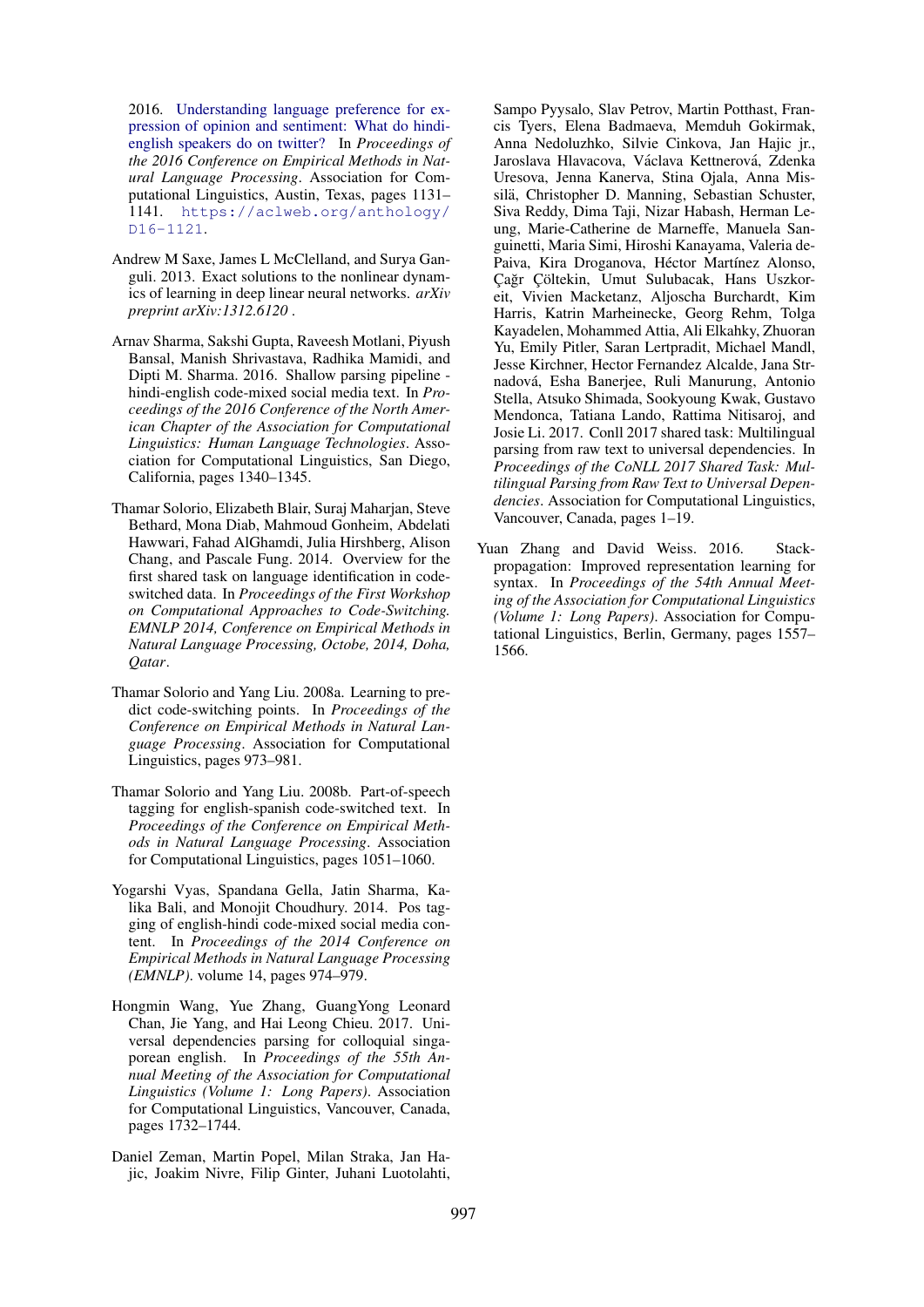2016. Understanding language preference for expression of opinion and sentiment: What do hindi-english speakers do on twitter? In *Proceedings of the 2016 Conference on Empirical Methods in Natural Language Processing*. Association for Computational Linguistics, Austin, Texas, pages 1131–1141. https://aclweb.org/anthology/D16-1121.

Andrew M Saxe, James L McClelland, and Surya Ganguli. 2013. Exact solutions to the nonlinear dynamics of learning in deep linear neural networks. *arXiv preprint arXiv:1312.6120* .

Arnav Sharma, Sakshi Gupta, Raveesh Motlani, Piyush Bansal, Manish Shrivastava, Radhika Mamidi, and Dipti M. Sharma. 2016. Shallow parsing pipeline - hindi-english code-mixed social media text. In *Proceedings of the 2016 Conference of the North American Chapter of the Association for Computational Linguistics: Human Language Technologies*. Association for Computational Linguistics, San Diego, California, pages 1340–1345.

Thamar Solorio, Elizabeth Blair, Suraj Maharjan, Steve Bethard, Mona Diab, Mahmoud Gonheim, Abdelati Hawwari, Fahad AlGhamdi, Julia Hirshberg, Alison Chang, and Pascale Fung. 2014. Overview for the first shared task on language identification in code-switched data. In *Proceedings of the First Workshop on Computational Approaches to Code-Switching. EMNLP 2014, Conference on Empirical Methods in Natural Language Processing, Octobe, 2014, Doha, Qatar*.

Thamar Solorio and Yang Liu. 2008a. Learning to predict code-switching points. In *Proceedings of the Conference on Empirical Methods in Natural Language Processing*. Association for Computational Linguistics, pages 973–981.

Thamar Solorio and Yang Liu. 2008b. Part-of-speech tagging for english-spanish code-switched text. In *Proceedings of the Conference on Empirical Methods in Natural Language Processing*. Association for Computational Linguistics, pages 1051–1060.

Yogarshi Vyas, Spandana Gella, Jatin Sharma, Kalika Bali, and Monojit Choudhury. 2014. Pos tagging of english-hindi code-mixed social media content. In *Proceedings of the 2014 Conference on Empirical Methods in Natural Language Processing (EMNLP)*. volume 14, pages 974–979.

Hongmin Wang, Yue Zhang, GuangYong Leonard Chan, Jie Yang, and Hai Leong Chieu. 2017. Universal dependencies parsing for colloquial singaporean english. In *Proceedings of the 55th Annual Meeting of the Association for Computational Linguistics (Volume 1: Long Papers)*. Association for Computational Linguistics, Vancouver, Canada, pages 1732–1744.

Daniel Zeman, Martin Popel, Milan Straka, Jan Hajic, Joakim Nivre, Filip Ginter, Juhani Luotolahti, Sampo Pyysalo, Slav Petrov, Martin Potthast, Francis Tyers, Elena Badmaeva, Memduh Gokirmak, Anna Nedoluzhko, Silvie Cinkova, Jan Hajic jr., Jaroslava Hlavacova, Václava Kettnerová, Zdenka Uresova, Jenna Kanerva, Stina Ojala, Anna Missilä, Christopher D. Manning, Sebastian Schuster, Siva Reddy, Dima Taji, Nizar Habash, Herman Leung, Marie-Catherine de Marneffe, Manuela Sanguinetti, Maria Simi, Hiroshi Kanayama, Valeria dePaiva, Kira Droganova, Héctor Martínez Alonso, Çağr Çöltekin, Umut Sulubacak, Hans Uszkoreit, Vivien Macketanz, Aljoscha Burchardt, Kim Harris, Katrin Marheinecke, Georg Rehm, Tolga Kayadelen, Mohammed Attia, Ali Elkahky, Zhuoran Yu, Emily Pitler, Saran Lertpradit, Michael Mandl, Jesse Kirchner, Hector Fernandez Alcalde, Jana Strnadová, Esha Banerjee, Ruli Manurung, Antonio Stella, Atsuko Shimada, Sookyoung Kwak, Gustavo Mendonca, Tatiana Lando, Rattima Nitisaroj, and Josie Li. 2017. Conll 2017 shared task: Multilingual parsing from raw text to universal dependencies. In *Proceedings of the CoNLL 2017 Shared Task: Multilingual Parsing from Raw Text to Universal Dependencies*. Association for Computational Linguistics, Vancouver, Canada, pages 1–19.

Yuan Zhang and David Weiss. 2016. Stack-propagation: Improved representation learning for syntax. In *Proceedings of the 54th Annual Meeting of the Association for Computational Linguistics (Volume 1: Long Papers)*. Association for Computational Linguistics, Berlin, Germany, pages 1557–1566.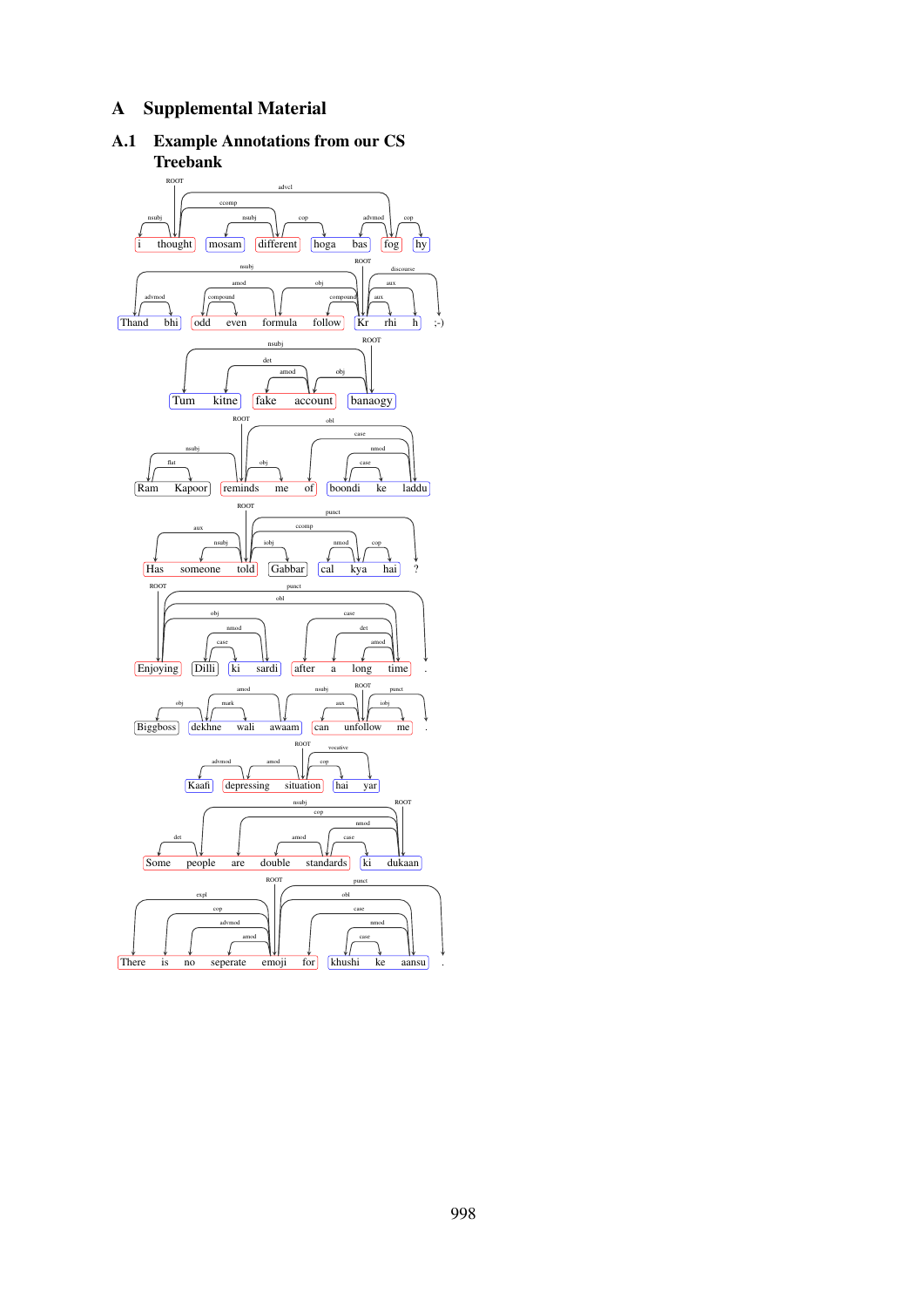# A Supplemental Material

## A.1 Example Annotations from our CS Treebank

ROOT
advcl
ccomp
nsubj
nsubj
cop
advmod
cop
i thought mosam different hoga bas fog hy

nsubj
ROOT
discourse
amod
obj
aux
advmod
compound
compound
aux
Thand bhi odd even formula follow Kr rhi h ;-)

ROOT
nsubj
det
amod
obj
Tum kitne fake account banaogy

ROOT
obl
case
nsubj
nmod
flat
obj
case
Ram Kapoor reminds me of boondi ke laddu

ROOT
punct
aux
ccomp
nsubj
iobj
nmod
cop
Has someone told Gabbar cal kya hai ?

ROOT
punct
obl
obj
case
nmod
det
case
amod
Enjoying Dilli ki sardi after a long time .

ROOT
amod
nsubj
punct
obj
mark
aux
iobj
Biggboss dekhne wali awaam can unfollow me .

ROOT
vocative
advmod
amod
cop
Kaafi depressing situation hai yar

nsubj
ROOT
cop
nmod
det
amod
case
Some people are double standards ki dukaan

ROOT
punct
expl
obl
cop
case
advmod
nmod
amod
case
There is no seperate emoji for khushi ke aansu .